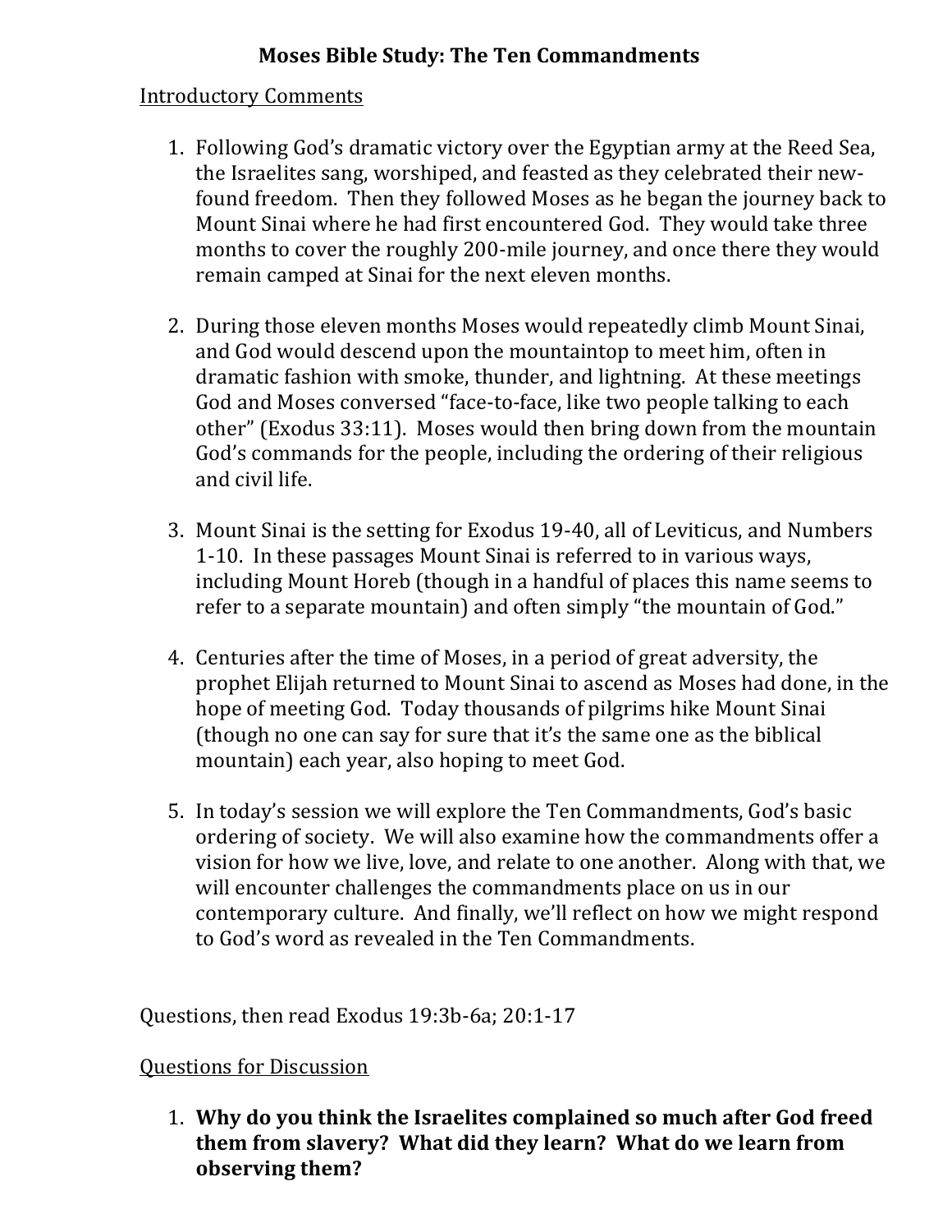# Moses Bible Study: The Ten Commandments

## Introductory Comments

1. Following God's dramatic victory over the Egyptian army at the Reed Sea, the Israelites sang, worshiped, and feasted as they celebrated their new-found freedom. Then they followed Moses as he began the journey back to Mount Sinai where he had first encountered God. They would take three months to cover the roughly 200-mile journey, and once there they would remain camped at Sinai for the next eleven months.

2. During those eleven months Moses would repeatedly climb Mount Sinai, and God would descend upon the mountaintop to meet him, often in dramatic fashion with smoke, thunder, and lightning. At these meetings God and Moses conversed "face-to-face, like two people talking to each other" (Exodus 33:11). Moses would then bring down from the mountain God's commands for the people, including the ordering of their religious and civil life.

3. Mount Sinai is the setting for Exodus 19-40, all of Leviticus, and Numbers 1-10. In these passages Mount Sinai is referred to in various ways, including Mount Horeb (though in a handful of places this name seems to refer to a separate mountain) and often simply "the mountain of God."

4. Centuries after the time of Moses, in a period of great adversity, the prophet Elijah returned to Mount Sinai to ascend as Moses had done, in the hope of meeting God. Today thousands of pilgrims hike Mount Sinai (though no one can say for sure that it's the same one as the biblical mountain) each year, also hoping to meet God.

5. In today's session we will explore the Ten Commandments, God's basic ordering of society. We will also examine how the commandments offer a vision for how we live, love, and relate to one another. Along with that, we will encounter challenges the commandments place on us in our contemporary culture. And finally, we'll reflect on how we might respond to God's word as revealed in the Ten Commandments.

Questions, then read Exodus 19:3b-6a; 20:1-17

## Questions for Discussion

1. **Why do you think the Israelites complained so much after God freed them from slavery? What did they learn? What do we learn from observing them?**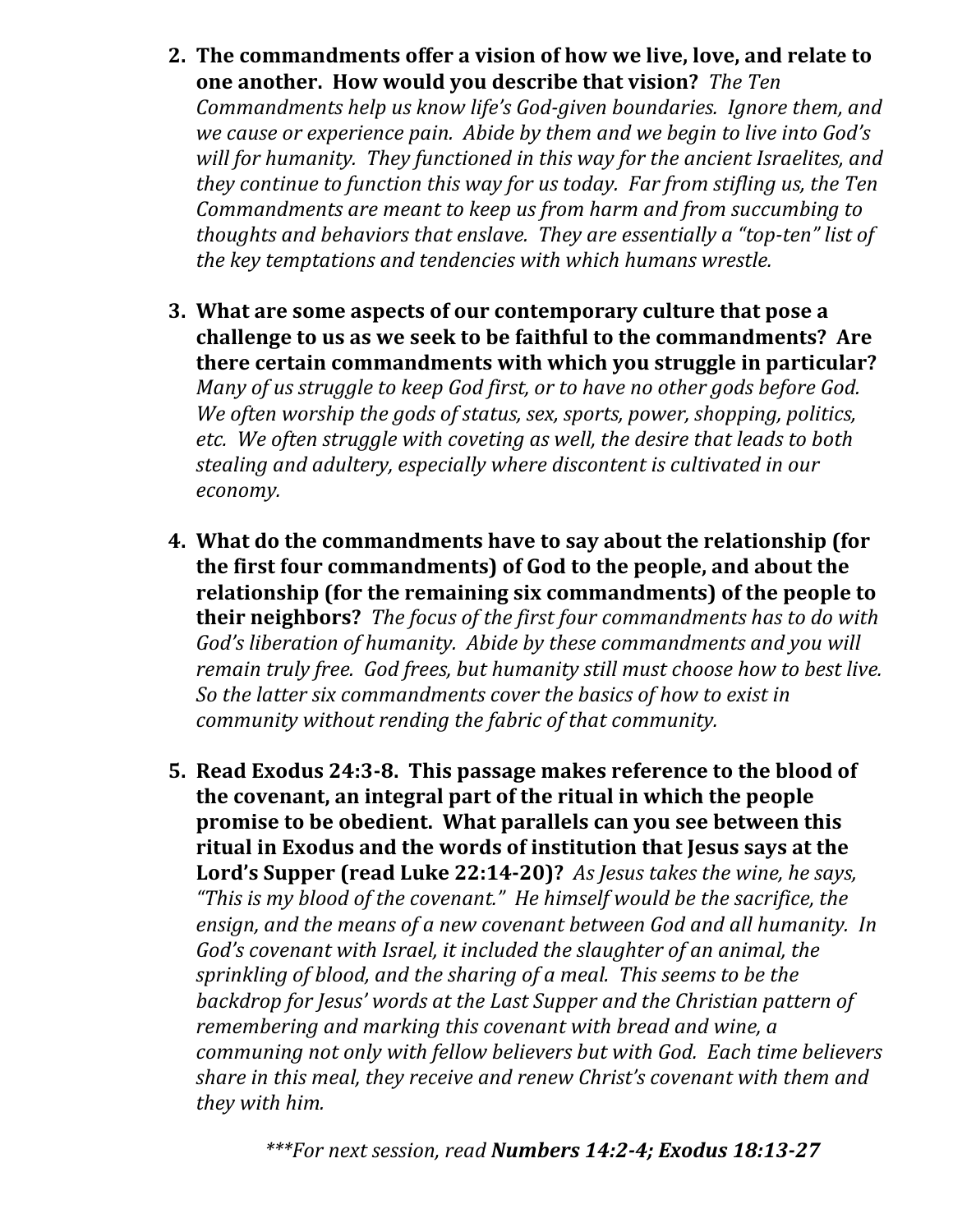2. **The commandments offer a vision of how we live, love, and relate to one another. How would you describe that vision?** *The Ten Commandments help us know life's God-given boundaries. Ignore them, and we cause or experience pain. Abide by them and we begin to live into God's will for humanity. They functioned in this way for the ancient Israelites, and they continue to function this way for us today. Far from stifling us, the Ten Commandments are meant to keep us from harm and from succumbing to thoughts and behaviors that enslave. They are essentially a "top-ten" list of the key temptations and tendencies with which humans wrestle.*

3. **What are some aspects of our contemporary culture that pose a challenge to us as we seek to be faithful to the commandments? Are there certain commandments with which you struggle in particular?** *Many of us struggle to keep God first, or to have no other gods before God. We often worship the gods of status, sex, sports, power, shopping, politics, etc. We often struggle with coveting as well, the desire that leads to both stealing and adultery, especially where discontent is cultivated in our economy.*

4. **What do the commandments have to say about the relationship (for the first four commandments) of God to the people, and about the relationship (for the remaining six commandments) of the people to their neighbors?** *The focus of the first four commandments has to do with God's liberation of humanity. Abide by these commandments and you will remain truly free. God frees, but humanity still must choose how to best live. So the latter six commandments cover the basics of how to exist in community without rending the fabric of that community.*

5. **Read Exodus 24:3-8. This passage makes reference to the blood of the covenant, an integral part of the ritual in which the people promise to be obedient. What parallels can you see between this ritual in Exodus and the words of institution that Jesus says at the Lord's Supper (read Luke 22:14-20)?** *As Jesus takes the wine, he says, "This is my blood of the covenant." He himself would be the sacrifice, the ensign, and the means of a new covenant between God and all humanity. In God's covenant with Israel, it included the slaughter of an animal, the sprinkling of blood, and the sharing of a meal. This seems to be the backdrop for Jesus' words at the Last Supper and the Christian pattern of remembering and marking this covenant with bread and wine, a communing not only with fellow believers but with God. Each time believers share in this meal, they receive and renew Christ's covenant with them and they with him.*

*\*\*\*For next session, read **Numbers 14:2-4; Exodus 18:13-27***